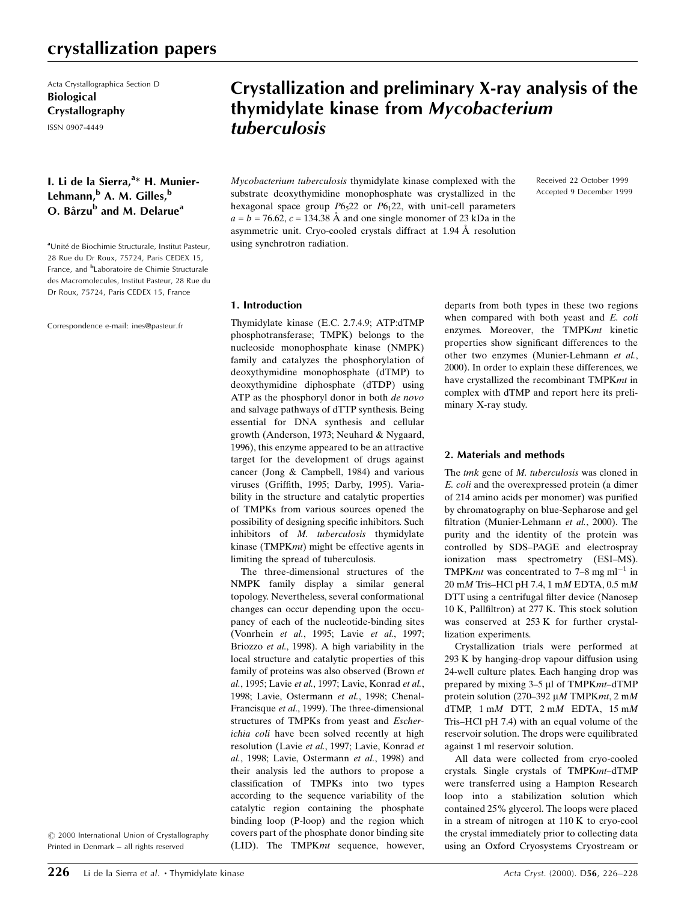Acta Crystallographica Section D
**Biological Crystallography**
ISSN 0907-4449

# Crystallization and preliminary X-ray analysis of the thymidylate kinase from *Mycobacterium tuberculosis*

**I. Li de la Sierra,[a]* H. Munier-Lehmann,[b] A. M. Gilles,[b] O. Bârzu[b] and M. Delarue[a]**

[a]Unité de Biochimie Structurale, Institut Pasteur, 28 Rue du Dr Roux, 75724, Paris CEDEX 15, France, and [b]Laboratoire de Chimie Structurale des Macromolecules, Institut Pasteur, 28 Rue du Dr Roux, 75724, Paris CEDEX 15, France

Correspondence e-mail: ines@pasteur.fr

© 2000 International Union of Crystallography
Printed in Denmark – all rights reserved

Received 22 October 1999
Accepted 9 December 1999

*Mycobacterium tuberculosis* thymidylate kinase complexed with the substrate deoxythymidine monophosphate was crystallized in the hexagonal space group $P6_522$ or $P6_122$, with unit-cell parameters $a = b = 76.62$, $c = 134.38$ Å and one single monomer of 23 kDa in the asymmetric unit. Cryo-cooled crystals diffract at 1.94 Å resolution using synchrotron radiation.

## 1. Introduction

Thymidylate kinase (E.C. 2.7.4.9; ATP:dTMP phosphotransferase; TMPK) belongs to the nucleoside monophosphate kinase (NMPK) family and catalyzes the phosphorylation of deoxythymidine monophosphate (dTMP) to deoxythymidine diphosphate (dTDP) using ATP as the phosphoryl donor in both *de novo* and salvage pathways of dTTP synthesis. Being essential for DNA synthesis and cellular growth (Anderson, 1973; Neuhard & Nygaard, 1996), this enzyme appeared to be an attractive target for the development of drugs against cancer (Jong & Campbell, 1984) and various viruses (Griffith, 1995; Darby, 1995). Variability in the structure and catalytic properties of TMPKs from various sources opened the possibility of designing specific inhibitors. Such inhibitors of *M. tuberculosis* thymidylate kinase (TMPK*mt*) might be effective agents in limiting the spread of tuberculosis.

The three-dimensional structures of the NMPK family display a similar general topology. Nevertheless, several conformational changes can occur depending upon the occupancy of each of the nucleotide-binding sites (Vonrhein *et al.*, 1995; Lavie *et al.*, 1997; Briozzo *et al.*, 1998). A high variability in the local structure and catalytic properties of this family of proteins was also observed (Brown *et al.*, 1995; Lavie *et al.*, 1997; Lavie, Konrad *et al.*, 1998; Lavie, Ostermann *et al.*, 1998; Chenal-Francisque *et al.*, 1999). The three-dimensional structures of TMPKs from yeast and *Escherichia coli* have been solved recently at high resolution (Lavie *et al.*, 1997; Lavie, Konrad *et al.*, 1998; Lavie, Ostermann *et al.*, 1998) and their analysis led the authors to propose a classification of TMPKs into two types according to the sequence variability of the catalytic region containing the phosphate binding loop (P-loop) and the region which covers part of the phosphate donor binding site (LID). The TMPK*mt* sequence, however, departs from both types in these two regions when compared with both yeast and *E. coli* enzymes. Moreover, the TMPK*mt* kinetic properties show significant differences to the other two enzymes (Munier-Lehmann *et al.*, 2000). In order to explain these differences, we have crystallized the recombinant TMPK*mt* in complex with dTMP and report here its preliminary X-ray study.

## 2. Materials and methods

The *tmk* gene of *M. tuberculosis* was cloned in *E. coli* and the overexpressed protein (a dimer of 214 amino acids per monomer) was purified by chromatography on blue-Sepharose and gel filtration (Munier-Lehmann *et al.*, 2000). The purity and the identity of the protein was controlled by SDS–PAGE and electrospray ionization mass spectrometry (ESI–MS). TMPK*mt* was concentrated to 7–8 mg ml$^{-1}$ in 20 m*M* Tris–HCl pH 7.4, 1 m*M* EDTA, 0.5 m*M* DTT using a centrifugal filter device (Nanosep 10 K, Pallfiltron) at 277 K. This stock solution was conserved at 253 K for further crystallization experiments.

Crystallization trials were performed at 293 K by hanging-drop vapour diffusion using 24-well culture plates. Each hanging drop was prepared by mixing 3–5 µl of TMPK*mt*–dTMP protein solution (270–392 µ*M* TMPK*mt*, 2 m*M* dTMP, 1 m*M* DTT, 2 m*M* EDTA, 15 m*M* Tris–HCl pH 7.4) with an equal volume of the reservoir solution. The drops were equilibrated against 1 ml reservoir solution.

All data were collected from cryo-cooled crystals. Single crystals of TMPK*mt*–dTMP were transferred using a Hampton Research loop into a stabilization solution which contained 25% glycerol. The loops were placed in a stream of nitrogen at 110 K to cryo-cool the crystal immediately prior to collecting data using an Oxford Cryosystems Cryostream or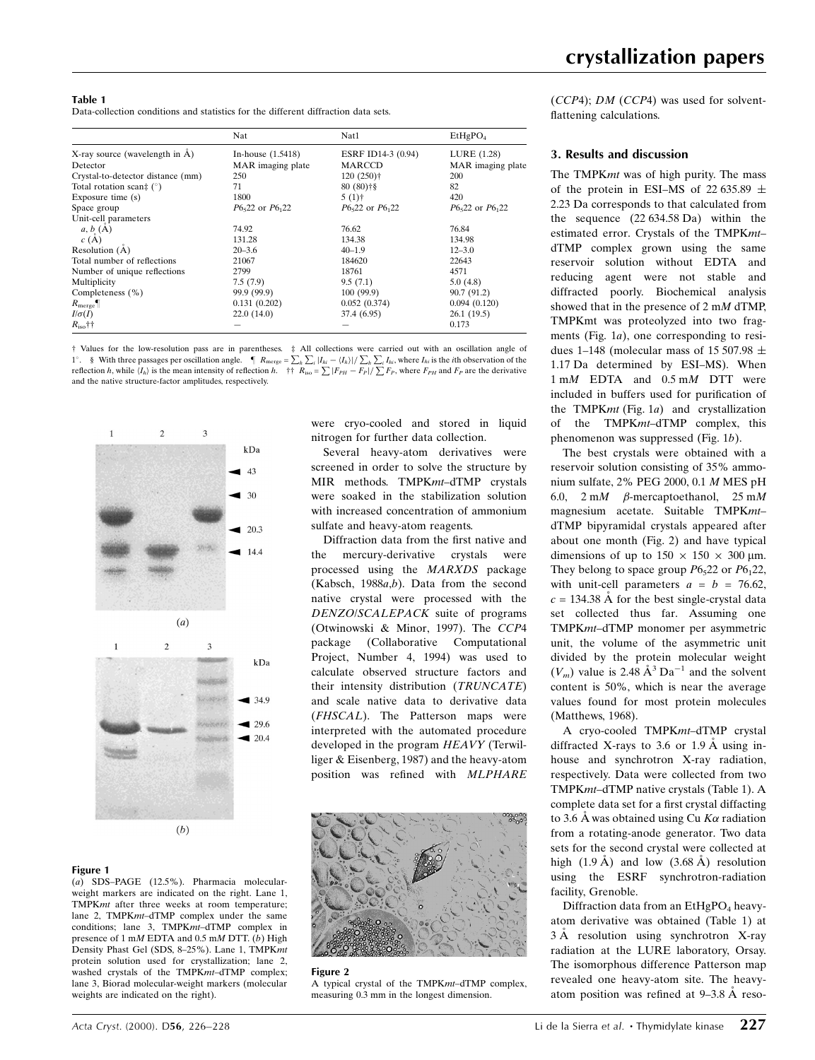**Table 1**
Data-collection conditions and statistics for the different diffraction data sets.

| | Nat | Nat1 | $EtHgPO_4$ |
|---|---|---|---|
| X-ray source (wavelength in Å) | In-house (1.5418) | ESRF ID14-3 (0.94) | LURE (1.28) |
| Detector | MAR imaging plate | MARCCD | MAR imaging plate |
| Crystal-to-detector distance (mm) | 250 | 120 (250)† | 200 |
| Total rotation scan‡ (°) | 71 | 80 (80)†§ | 82 |
| Exposure time (s) | 1800 | 5 (1)† | 420 |
| Space group | $P6_522$ or $P6_122$ | $P6_522$ or $P6_122$ | $P6_522$ or $P6_122$ |
| Unit-cell parameters | | | |
| $a$, $b$ (Å) | 74.92 | 76.62 | 76.84 |
| $c$ (Å) | 131.28 | 134.38 | 134.98 |
| Resolution (Å) | 20–3.6 | 40–1.9 | 12–3.0 |
| Total number of reflections | 21067 | 184620 | 22643 |
| Number of unique reflections | 2799 | 18761 | 4571 |
| Multiplicity | 7.5 (7.9) | 9.5 (7.1) | 5.0 (4.8) |
| Completeness (%) | 99.9 (99.9) | 100 (99.9) | 90.7 (91.2) |
| $R_{\rm merge}$¶ | 0.131 (0.202) | 0.052 (0.374) | 0.094 (0.120) |
| $I/\sigma(I)$ | 22.0 (14.0) | 37.4 (6.95) | 26.1 (19.5) |
| $R_{\rm iso}$†† | — | — | 0.173 |

† Values for the low-resolution pass are in parentheses. ‡ All collections were carried out with an oscillation angle of 1°. § With three passages per oscillation angle. ¶ $R_{\rm merge} = \sum_h \sum_i |I_{hi} - \langle I_h \rangle| / \sum_h \sum_i I_{hi}$, where $I_{hi}$ is the $i$th observation of the reflection $h$, while $\langle I_h \rangle$ is the mean intensity of reflection $h$. †† $R_{\rm iso} = \sum |F_{PH} - F_P| / \sum F_P$, where $F_{PH}$ and $F_P$ are the derivative and the native structure-factor amplitudes, respectively.

**Figure 1**
(*a*) SDS–PAGE (12.5%). Pharmacia molecular-weight markers are indicated on the right. Lane 1, TMPK*mt* after three weeks at room temperature; lane 2, TMPK*mt*–dTMP complex under the same conditions; lane 3, TMPK*mt*–dTMP complex in presence of 1 m*M* EDTA and 0.5 m*M* DTT. (*b*) High Density Phast Gel (SDS, 8–25%). Lane 1, TMPK*mt* protein solution used for crystallization; lane 2, washed crystals of the TMPK*mt*–dTMP complex; lane 3, Biorad molecular-weight markers (molecular weights are indicated on the right).

were cryo-cooled and stored in liquid nitrogen for further data collection.

Several heavy-atom derivatives were screened in order to solve the structure by MIR methods. TMPK*mt*–dTMP crystals were soaked in the stabilization solution with increased concentration of ammonium sulfate and heavy-atom reagents.

Diffraction data from the first native and the mercury-derivative crystals were processed using the *MARXDS* package (Kabsch, 1988*a*,*b*). Data from the second native crystal were processed with the *DENZO*/*SCALEPACK* suite of programs (Otwinowski & Minor, 1997). The *CCP*4 package (Collaborative Computational Project, Number 4, 1994) was used to calculate observed structure factors and their intensity distribution (*TRUNCATE*) and scale native data to derivative data (*FHSCAL*). The Patterson maps were interpreted with the automated procedure developed in the program *HEAVY* (Terwilliger & Eisenberg, 1987) and the heavy-atom position was refined with *MLPHARE* (*CCP*4); *DM* (*CCP*4) was used for solvent-flattening calculations.

**Figure 2**
A typical crystal of the TMPK*mt*–dTMP complex, measuring 0.3 mm in the longest dimension.

## 3. Results and discussion

The TMPK*mt* was of high purity. The mass of the protein in ESI–MS of 22 635.89 ± 2.23 Da corresponds to that calculated from the sequence (22 634.58 Da) within the estimated error. Crystals of the TMPK*mt*–dTMP complex grown using the same reservoir solution without EDTA and reducing agent were not stable and diffracted poorly. Biochemical analysis showed that in the presence of 2 m*M* dTMP, TMPK*mt* was proteolyzed into two fragments (Fig. 1*a*), one corresponding to residues 1–148 (molecular mass of 15 507.98 ± 1.17 Da determined by ESI–MS). When 1 m*M* EDTA and 0.5 m*M* DTT were included in buffers used for purification of the TMPK*mt* (Fig. 1*a*) and crystallization of the TMPK*mt*–dTMP complex, this phenomenon was suppressed (Fig. 1*b*).

The best crystals were obtained with a reservoir solution consisting of 35% ammonium sulfate, 2% PEG 2000, 0.1 *M* MES pH 6.0, 2 m*M* β-mercaptoethanol, 25 m*M* magnesium acetate. Suitable TMPK*mt*–dTMP bipyramidal crystals appeared after about one month (Fig. 2) and have typical dimensions of up to 150 × 150 × 300 µm. They belong to space group $P6_522$ or $P6_122$, with unit-cell parameters $a = b = 76.62$, $c = 134.38$ Å for the best single-crystal data set collected thus far. Assuming one TMPK*mt*–dTMP monomer per asymmetric unit, the volume of the asymmetric unit divided by the protein molecular weight ($V_m$) value is 2.48 Å$^3$ Da$^{-1}$ and the solvent content is 50%, which is near the average values found for most protein molecules (Matthews, 1968).

A cryo-cooled TMPK*mt*–dTMP crystal diffracted X-rays to 3.6 or 1.9 Å using in-house and synchrotron X-ray radiation, respectively. Data were collected from two TMPK*mt*–dTMP native crystals (Table 1). A complete data set for a first crystal diffracting to 3.6 Å was obtained using Cu $K\alpha$ radiation from a rotating-anode generator. Two data sets for the second crystal were collected at high (1.9 Å) and low (3.68 Å) resolution using the ESRF synchrotron-radiation facility, Grenoble.

Diffraction data from an $EtHgPO_4$ heavy-atom derivative was obtained (Table 1) at 3 Å resolution using synchrotron X-ray radiation at the LURE laboratory, Orsay. The isomorphous difference Patterson map revealed one heavy-atom site. The heavy-atom position was refined at 9–3.8 Å reso-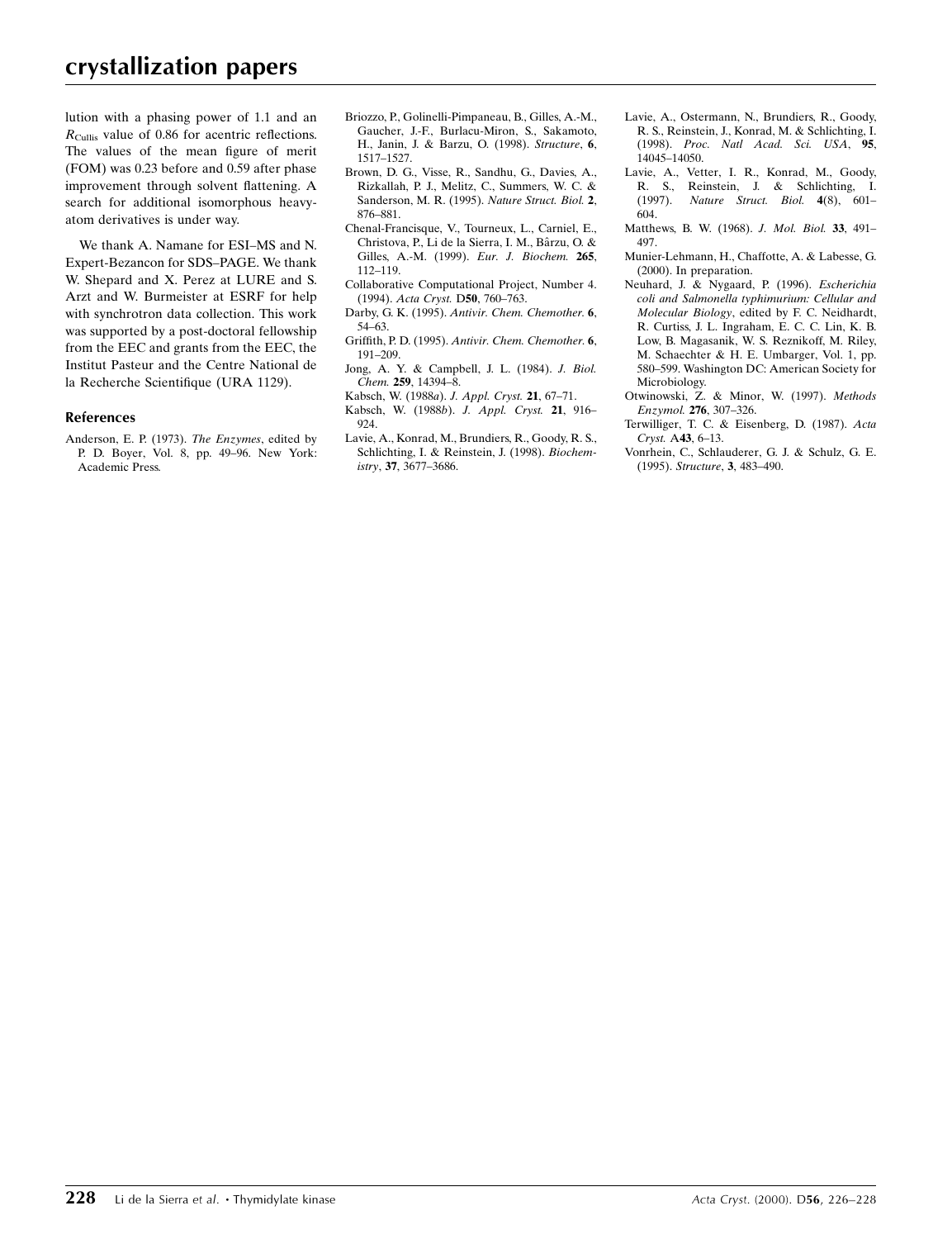lution with a phasing power of 1.1 and an $R_{\rm Cullis}$ value of 0.86 for acentric reflections. The values of the mean figure of merit (FOM) was 0.23 before and 0.59 after phase improvement through solvent flattening. A search for additional isomorphous heavy-atom derivatives is under way.

We thank A. Namane for ESI–MS and N. Expert-Bezancon for SDS–PAGE. We thank W. Shepard and X. Perez at LURE and S. Arzt and W. Burmeister at ESRF for help with synchrotron data collection. This work was supported by a post-doctoral fellowship from the EEC and grants from the EEC, the Institut Pasteur and the Centre National de la Recherche Scientifique (URA 1129).

## References

Anderson, E. P. (1973). *The Enzymes*, edited by P. D. Boyer, Vol. 8, pp. 49–96. New York: Academic Press.

Briozzo, P., Golinelli-Pimpaneau, B., Gilles, A.-M., Gaucher, J.-F., Burlacu-Miron, S., Sakamoto, H., Janin, J. & Barzu, O. (1998). *Structure*, **6**, 1517–1527.

Brown, D. G., Visse, R., Sandhu, G., Davies, A., Rizkallah, P. J., Melitz, C., Summers, W. C. & Sanderson, M. R. (1995). *Nature Struct. Biol.* **2**, 876–881.

Chenal-Francisque, V., Tourneux, L., Carniel, E., Christova, P., Li de la Sierra, I. M., Bârzu, O. & Gilles, A.-M. (1999). *Eur. J. Biochem.* **265**, 112–119.

Collaborative Computational Project, Number 4. (1994). *Acta Cryst.* D**50**, 760–763.

Darby, G. K. (1995). *Antivir. Chem. Chemother.* **6**, 54–63.

Griffith, P. D. (1995). *Antivir. Chem. Chemother.* **6**, 191–209.

Jong, A. Y. & Campbell, J. L. (1984). *J. Biol. Chem.* **259**, 14394–8.

Kabsch, W. (1988*a*). *J. Appl. Cryst.* **21**, 67–71.

Kabsch, W. (1988*b*). *J. Appl. Cryst.* **21**, 916–924.

Lavie, A., Konrad, M., Brundiers, R., Goody, R. S., Schlichting, I. & Reinstein, J. (1998). *Biochemistry*, **37**, 3677–3686.

Lavie, A., Ostermann, N., Brundiers, R., Goody, R. S., Reinstein, J., Konrad, M. & Schlichting, I. (1998). *Proc. Natl Acad. Sci. USA*, **95**, 14045–14050.

Lavie, A., Vetter, I. R., Konrad, M., Goody, R. S., Reinstein, J. & Schlichting, I. (1997). *Nature Struct. Biol.* **4**(8), 601–604.

Matthews, B. W. (1968). *J. Mol. Biol.* **33**, 491–497.

Munier-Lehmann, H., Chaffotte, A. & Labesse, G. (2000). In preparation.

Neuhard, J. & Nygaard, P. (1996). *Escherichia coli and Salmonella typhimurium: Cellular and Molecular Biology*, edited by F. C. Neidhardt, R. Curtiss, J. L. Ingraham, E. C. C. Lin, K. B. Low, B. Magasanik, W. S. Reznikoff, M. Riley, M. Schaechter & H. E. Umbarger, Vol. 1, pp. 580–599. Washington DC: American Society for Microbiology.

Otwinowski, Z. & Minor, W. (1997). *Methods Enzymol.* **276**, 307–326.

Terwilliger, T. C. & Eisenberg, D. (1987). *Acta Cryst.* A**43**, 6–13.

Vonrhein, C., Schlauderer, G. J. & Schulz, G. E. (1995). *Structure*, **3**, 483–490.